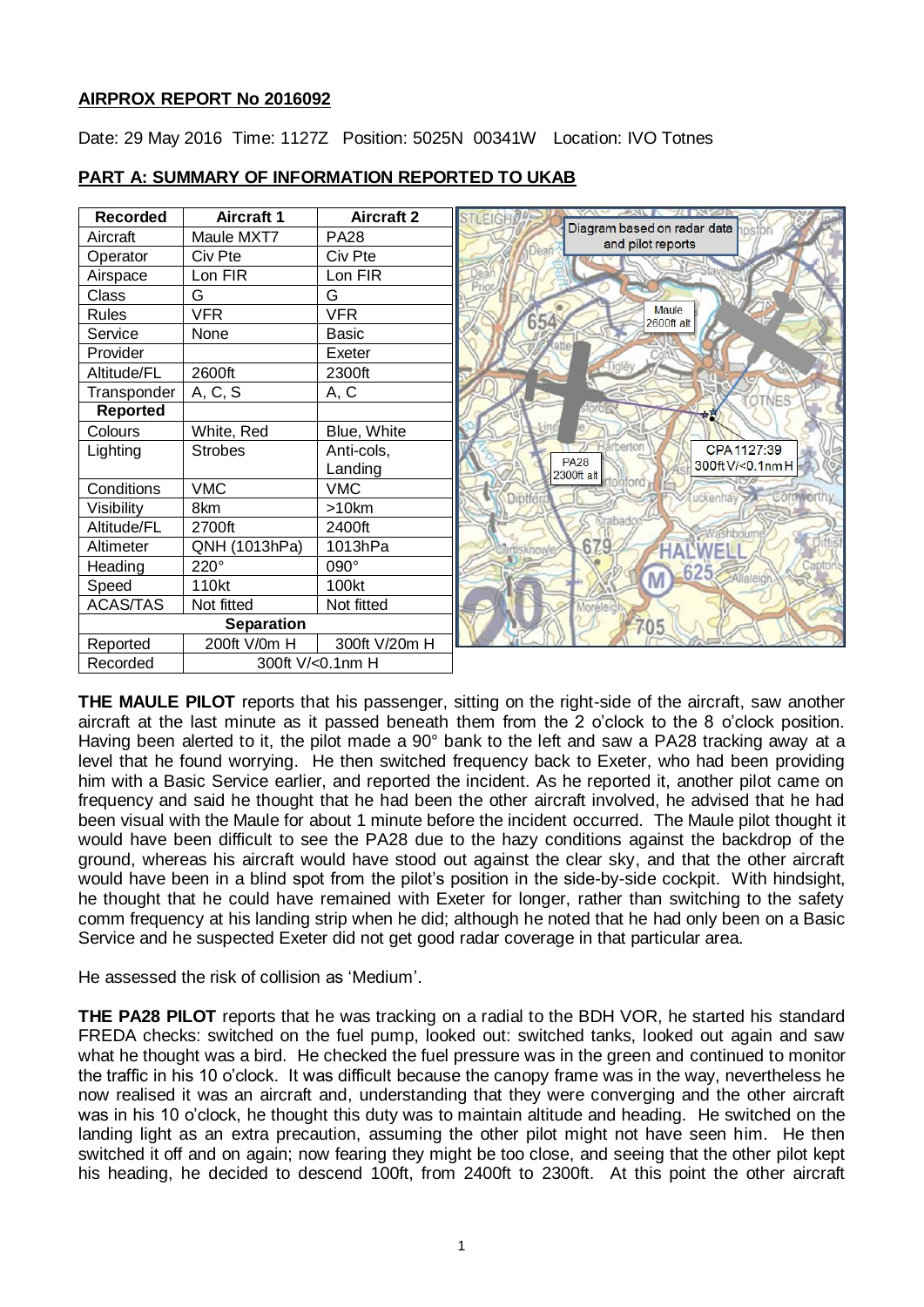**AIRPROX REPORT No 2016092**

Date: 29 May 2016 Time: 1127Z Position: 5025N 00341W Location: IVO Totnes

**PART A: SUMMARY OF INFORMATION REPORTED TO UKAB**

| Recorded | Aircraft 1 | Aircraft 2 |
|---|---|---|
| Aircraft | Maule MXT7 | PA28 |
| Operator | Civ Pte | Civ Pte |
| Airspace | Lon FIR | Lon FIR |
| Class | G | G |
| Rules | VFR | VFR |
| Service | None | Basic |
| Provider | | Exeter |
| Altitude/FL | 2600ft | 2300ft |
| Transponder | A, C, S | A, C |
| **Reported** | | |
| Colours | White, Red | Blue, White |
| Lighting | Strobes | Anti-cols, Landing |
| Conditions | VMC | VMC |
| Visibility | 8km | >10km |
| Altitude/FL | 2700ft | 2400ft |
| Altimeter | QNH (1013hPa) | 1013hPa |
| Heading | 220° | 090° |
| Speed | 110kt | 100kt |
| ACAS/TAS | Not fitted | Not fitted |
| **Separation** | | |
| Reported | 200ft V/0m H | 300ft V/20m H |
| Recorded | 300ft V/<0.1nm H | |

Diagram based on radar data and pilot reports

Maule 2600ft alt

PA28 2300ft alt

CPA 1127:39 300ft V/<0.1nm H

**THE MAULE PILOT** reports that his passenger, sitting on the right-side of the aircraft, saw another aircraft at the last minute as it passed beneath them from the 2 o'clock to the 8 o'clock position. Having been alerted to it, the pilot made a 90° bank to the left and saw a PA28 tracking away at a level that he found worrying. He then switched frequency back to Exeter, who had been providing him with a Basic Service earlier, and reported the incident. As he reported it, another pilot came on frequency and said he thought that he had been the other aircraft involved, he advised that he had been visual with the Maule for about 1 minute before the incident occurred. The Maule pilot thought it would have been difficult to see the PA28 due to the hazy conditions against the backdrop of the ground, whereas his aircraft would have stood out against the clear sky, and that the other aircraft would have been in a blind spot from the pilot's position in the side-by-side cockpit. With hindsight, he thought that he could have remained with Exeter for longer, rather than switching to the safety comm frequency at his landing strip when he did; although he noted that he had only been on a Basic Service and he suspected Exeter did not get good radar coverage in that particular area.

He assessed the risk of collision as 'Medium'.

**THE PA28 PILOT** reports that he was tracking on a radial to the BDH VOR, he started his standard FREDA checks: switched on the fuel pump, looked out: switched tanks, looked out again and saw what he thought was a bird. He checked the fuel pressure was in the green and continued to monitor the traffic in his 10 o'clock. It was difficult because the canopy frame was in the way, nevertheless he now realised it was an aircraft and, understanding that they were converging and the other aircraft was in his 10 o'clock, he thought this duty was to maintain altitude and heading. He switched on the landing light as an extra precaution, assuming the other pilot might not have seen him. He then switched it off and on again; now fearing they might be too close, and seeing that the other pilot kept his heading, he decided to descend 100ft, from 2400ft to 2300ft. At this point the other aircraft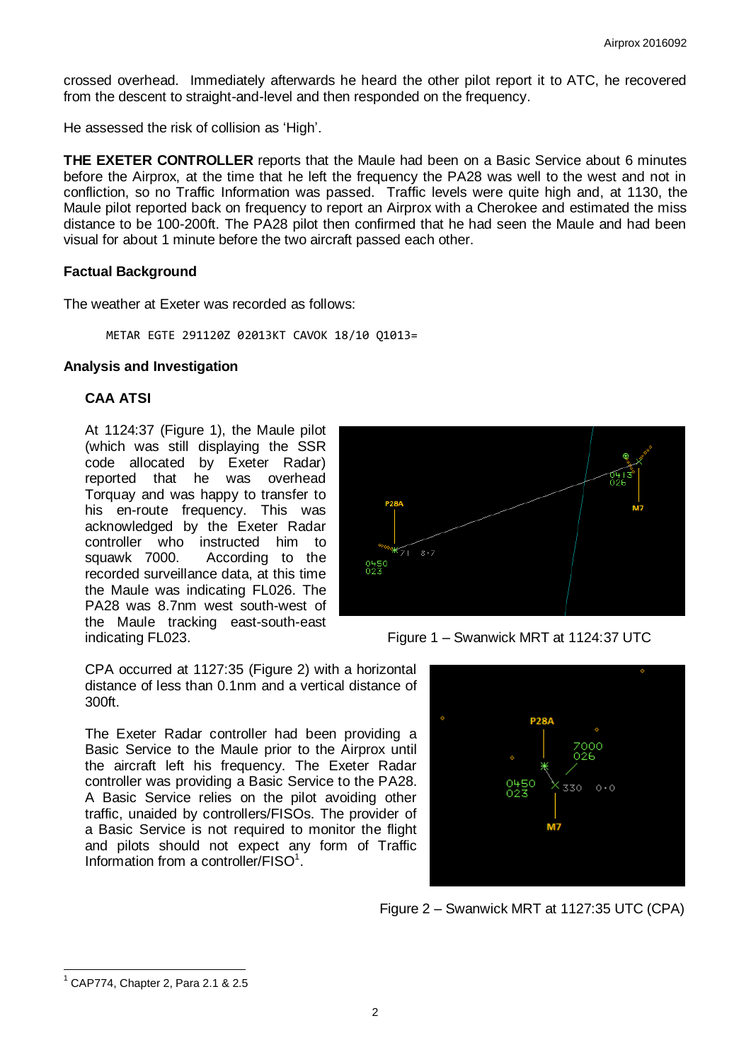crossed overhead. Immediately afterwards he heard the other pilot report it to ATC, he recovered from the descent to straight-and-level and then responded on the frequency.

He assessed the risk of collision as 'High'.

**THE EXETER CONTROLLER** reports that the Maule had been on a Basic Service about 6 minutes before the Airprox, at the time that he left the frequency the PA28 was well to the west and not in confliction, so no Traffic Information was passed. Traffic levels were quite high and, at 1130, the Maule pilot reported back on frequency to report an Airprox with a Cherokee and estimated the miss distance to be 100-200ft. The PA28 pilot then confirmed that he had seen the Maule and had been visual for about 1 minute before the two aircraft passed each other.

## Factual Background

The weather at Exeter was recorded as follows:

```
METAR EGTE 291120Z 02013KT CAVOK 18/10 Q1013=
```

## Analysis and Investigation

### CAA ATSI

At 1124:37 (Figure 1), the Maule pilot (which was still displaying the SSR code allocated by Exeter Radar) reported that he was overhead Torquay and was happy to transfer to his en-route frequency. This was acknowledged by the Exeter Radar controller who instructed him to squawk 7000. According to the recorded surveillance data, at this time the Maule was indicating FL026. The PA28 was 8.7nm west south-west of the Maule tracking east-south-east indicating FL023.

Figure 1 – Swanwick MRT at 1124:37 UTC

CPA occurred at 1127:35 (Figure 2) with a horizontal distance of less than 0.1nm and a vertical distance of 300ft.

The Exeter Radar controller had been providing a Basic Service to the Maule prior to the Airprox until the aircraft left his frequency. The Exeter Radar controller was providing a Basic Service to the PA28. A Basic Service relies on the pilot avoiding other traffic, unaided by controllers/FISOs. The provider of a Basic Service is not required to monitor the flight and pilots should not expect any form of Traffic Information from a controller/FISO[1].

Figure 2 – Swanwick MRT at 1127:35 UTC (CPA)

[1] CAP774, Chapter 2, Para 2.1 & 2.5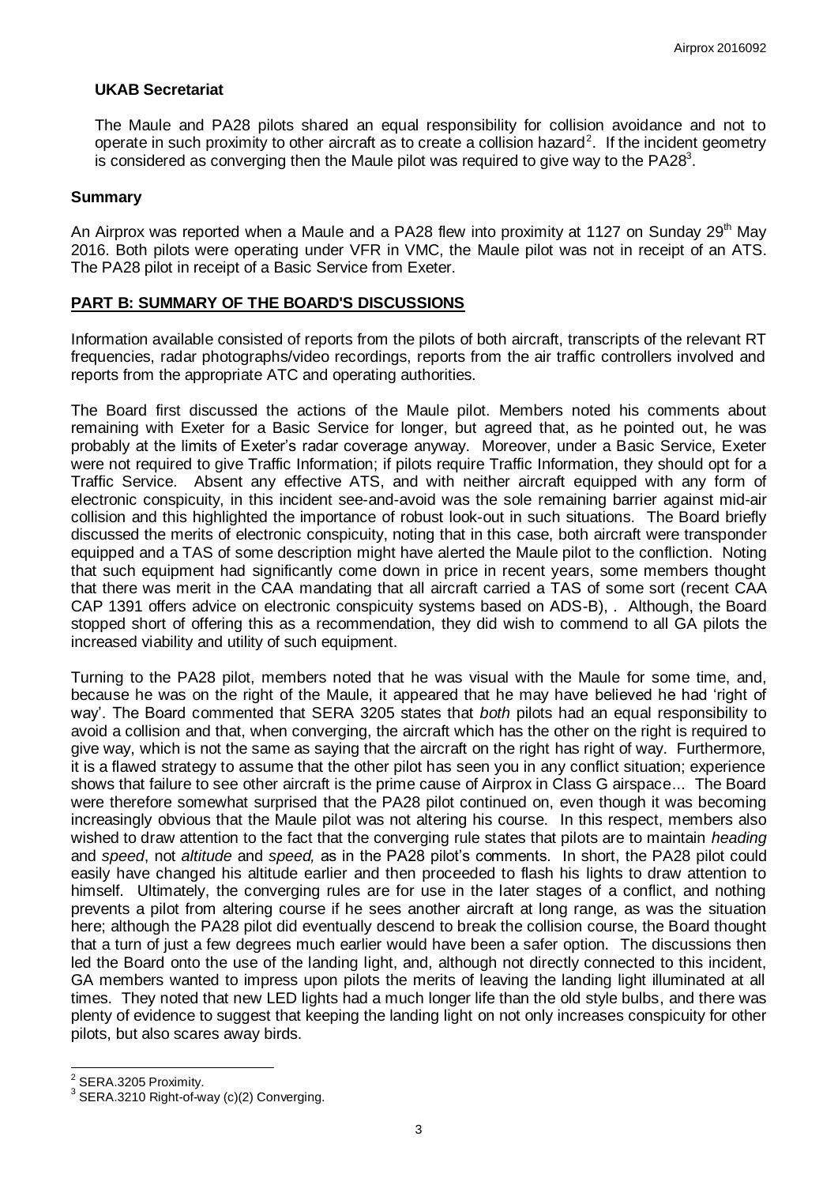### UKAB Secretariat

The Maule and PA28 pilots shared an equal responsibility for collision avoidance and not to operate in such proximity to other aircraft as to create a collision hazard[2]. If the incident geometry is considered as converging then the Maule pilot was required to give way to the PA28[3].

### Summary

An Airprox was reported when a Maule and a PA28 flew into proximity at 1127 on Sunday 29th May 2016. Both pilots were operating under VFR in VMC, the Maule pilot was not in receipt of an ATS. The PA28 pilot in receipt of a Basic Service from Exeter.

## PART B: SUMMARY OF THE BOARD'S DISCUSSIONS

Information available consisted of reports from the pilots of both aircraft, transcripts of the relevant RT frequencies, radar photographs/video recordings, reports from the air traffic controllers involved and reports from the appropriate ATC and operating authorities.

The Board first discussed the actions of the Maule pilot. Members noted his comments about remaining with Exeter for a Basic Service for longer, but agreed that, as he pointed out, he was probably at the limits of Exeter's radar coverage anyway. Moreover, under a Basic Service, Exeter were not required to give Traffic Information; if pilots require Traffic Information, they should opt for a Traffic Service. Absent any effective ATS, and with neither aircraft equipped with any form of electronic conspicuity, in this incident see-and-avoid was the sole remaining barrier against mid-air collision and this highlighted the importance of robust look-out in such situations. The Board briefly discussed the merits of electronic conspicuity, noting that in this case, both aircraft were transponder equipped and a TAS of some description might have alerted the Maule pilot to the confliction. Noting that such equipment had significantly come down in price in recent years, some members thought that there was merit in the CAA mandating that all aircraft carried a TAS of some sort (recent CAA CAP 1391 offers advice on electronic conspicuity systems based on ADS-B), . Although, the Board stopped short of offering this as a recommendation, they did wish to commend to all GA pilots the increased viability and utility of such equipment.

Turning to the PA28 pilot, members noted that he was visual with the Maule for some time, and, because he was on the right of the Maule, it appeared that he may have believed he had 'right of way'. The Board commented that SERA 3205 states that *both* pilots had an equal responsibility to avoid a collision and that, when converging, the aircraft which has the other on the right is required to give way, which is not the same as saying that the aircraft on the right has right of way. Furthermore, it is a flawed strategy to assume that the other pilot has seen you in any conflict situation; experience shows that failure to see other aircraft is the prime cause of Airprox in Class G airspace... The Board were therefore somewhat surprised that the PA28 pilot continued on, even though it was becoming increasingly obvious that the Maule pilot was not altering his course. In this respect, members also wished to draw attention to the fact that the converging rule states that pilots are to maintain *heading* and *speed*, not *altitude* and *speed,* as in the PA28 pilot's comments. In short, the PA28 pilot could easily have changed his altitude earlier and then proceeded to flash his lights to draw attention to himself. Ultimately, the converging rules are for use in the later stages of a conflict, and nothing prevents a pilot from altering course if he sees another aircraft at long range, as was the situation here; although the PA28 pilot did eventually descend to break the collision course, the Board thought that a turn of just a few degrees much earlier would have been a safer option. The discussions then led the Board onto the use of the landing light, and, although not directly connected to this incident, GA members wanted to impress upon pilots the merits of leaving the landing light illuminated at all times. They noted that new LED lights had a much longer life than the old style bulbs, and there was plenty of evidence to suggest that keeping the landing light on not only increases conspicuity for other pilots, but also scares away birds.

---

[2] SERA.3205 Proximity.

[3] SERA.3210 Right-of-way (c)(2) Converging.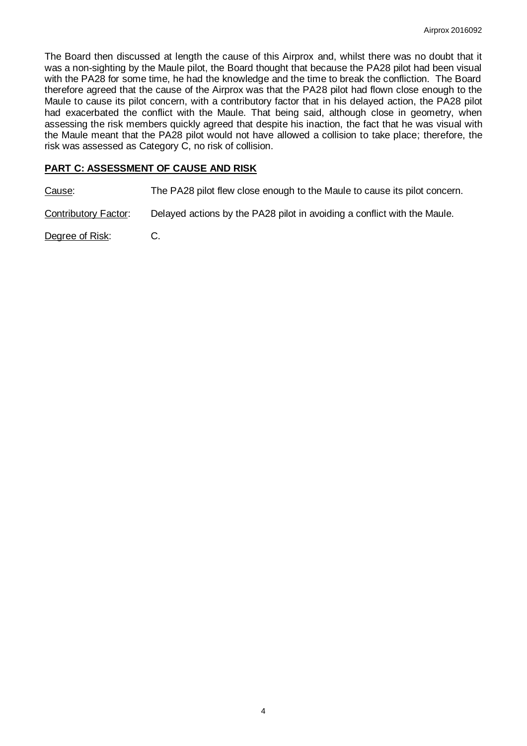The Board then discussed at length the cause of this Airprox and, whilst there was no doubt that it was a non-sighting by the Maule pilot, the Board thought that because the PA28 pilot had been visual with the PA28 for some time, he had the knowledge and the time to break the confliction. The Board therefore agreed that the cause of the Airprox was that the PA28 pilot had flown close enough to the Maule to cause its pilot concern, with a contributory factor that in his delayed action, the PA28 pilot had exacerbated the conflict with the Maule. That being said, although close in geometry, when assessing the risk members quickly agreed that despite his inaction, the fact that he was visual with the Maule meant that the PA28 pilot would not have allowed a collision to take place; therefore, the risk was assessed as Category C, no risk of collision.

## PART C: ASSESSMENT OF CAUSE AND RISK

Cause: The PA28 pilot flew close enough to the Maule to cause its pilot concern.

Contributory Factor: Delayed actions by the PA28 pilot in avoiding a conflict with the Maule.

Degree of Risk: C.